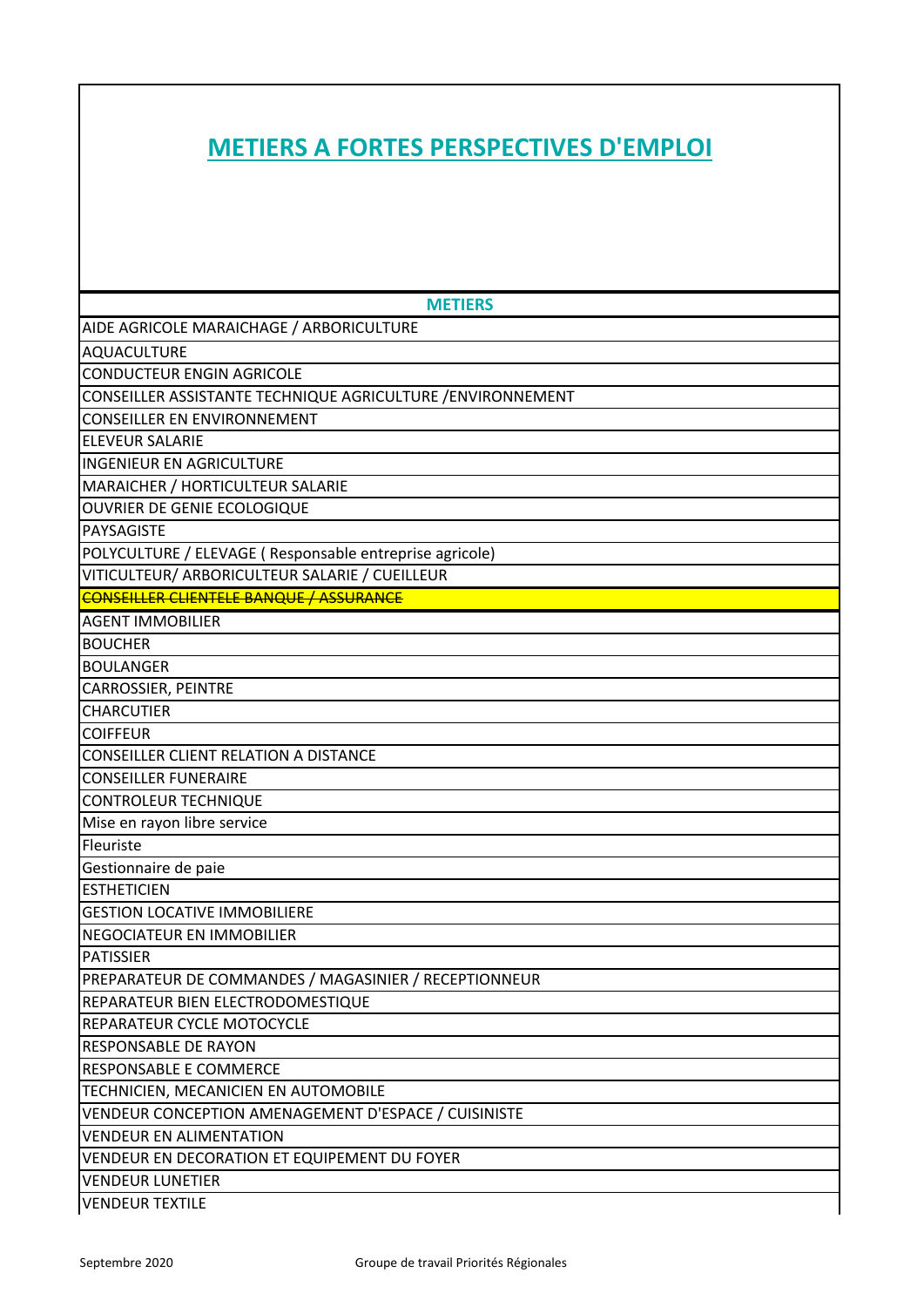# METIERS A FORTES PERSPECTIVES D'EMPLOI

| METIERS |
| --- |
| AIDE AGRICOLE MARAICHAGE / ARBORICULTURE |
| AQUACULTURE |
| CONDUCTEUR ENGIN AGRICOLE |
| CONSEILLER ASSISTANTE TECHNIQUE AGRICULTURE /ENVIRONNEMENT |
| CONSEILLER EN ENVIRONNEMENT |
| ELEVEUR SALARIE |
| INGENIEUR EN AGRICULTURE |
| MARAICHER / HORTICULTEUR SALARIE |
| OUVRIER DE GENIE ECOLOGIQUE |
| PAYSAGISTE |
| POLYCULTURE / ELEVAGE ( Responsable entreprise agricole) |
| VITICULTEUR/ ARBORICULTEUR SALARIE / CUEILLEUR |
| ~~CONSEILLER CLIENTELE BANQUE / ASSURANCE~~ |
| AGENT IMMOBILIER |
| BOUCHER |
| BOULANGER |
| CARROSSIER, PEINTRE |
| CHARCUTIER |
| COIFFEUR |
| CONSEILLER CLIENT RELATION A DISTANCE |
| CONSEILLER FUNERAIRE |
| CONTROLEUR TECHNIQUE |
| Mise en rayon libre service |
| Fleuriste |
| Gestionnaire de paie |
| ESTHETICIEN |
| GESTION LOCATIVE IMMOBILIERE |
| NEGOCIATEUR EN IMMOBILIER |
| PATISSIER |
| PREPARATEUR DE COMMANDES / MAGASINIER / RECEPTIONNEUR |
| REPARATEUR BIEN ELECTRODOMESTIQUE |
| REPARATEUR CYCLE MOTOCYCLE |
| RESPONSABLE DE RAYON |
| RESPONSABLE E COMMERCE |
| TECHNICIEN, MECANICIEN EN AUTOMOBILE |
| VENDEUR CONCEPTION AMENAGEMENT D'ESPACE / CUISINISTE |
| VENDEUR EN ALIMENTATION |
| VENDEUR EN DECORATION ET EQUIPEMENT DU FOYER |
| VENDEUR LUNETIER |
| VENDEUR TEXTILE |

Septembre 2020 Groupe de travail Priorités Régionales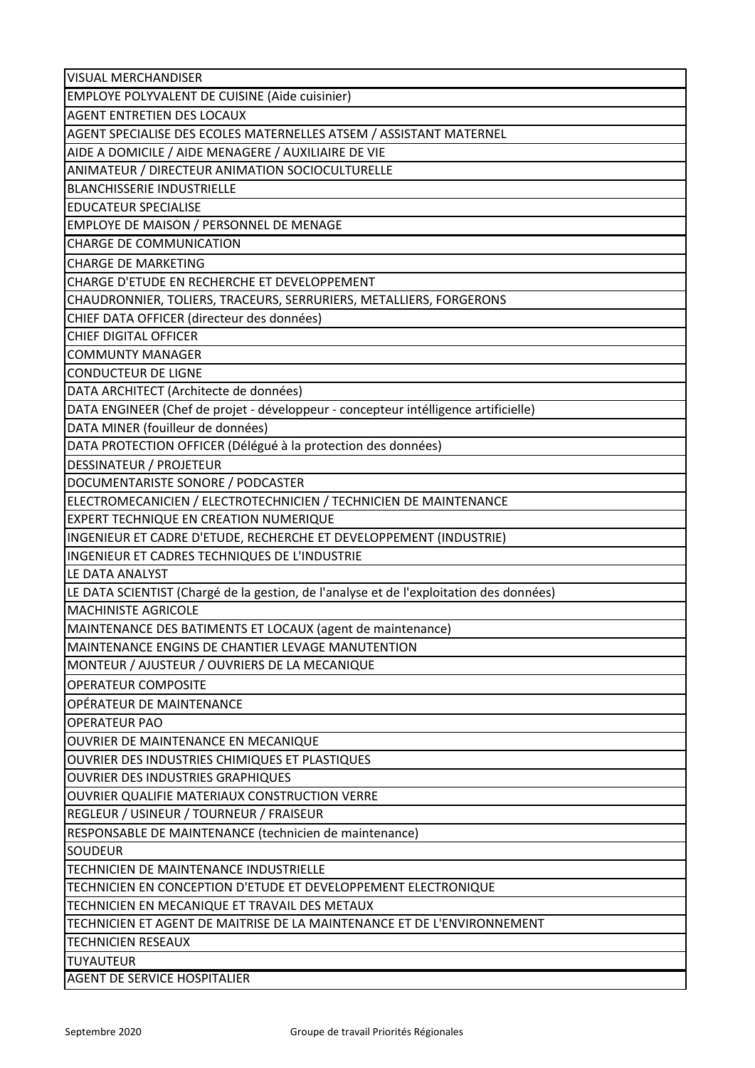| VISUAL MERCHANDISER |
| --- |
| EMPLOYE POLYVALENT DE CUISINE (Aide cuisinier) |
| AGENT ENTRETIEN DES LOCAUX |
| AGENT SPECIALISE DES ECOLES MATERNELLES ATSEM / ASSISTANT MATERNEL |
| AIDE A DOMICILE / AIDE MENAGERE / AUXILIAIRE DE VIE |
| ANIMATEUR / DIRECTEUR ANIMATION SOCIOCULTURELLE |
| BLANCHISSERIE INDUSTRIELLE |
| EDUCATEUR SPECIALISE |
| EMPLOYE DE MAISON / PERSONNEL DE MENAGE |
| CHARGE DE COMMUNICATION |
| CHARGE DE MARKETING |
| CHARGE D'ETUDE EN RECHERCHE ET DEVELOPPEMENT |
| CHAUDRONNIER, TOLIERS, TRACEURS, SERRURIERS, METALLIERS, FORGERONS |
| CHIEF DATA OFFICER (directeur des données) |
| CHIEF DIGITAL OFFICER |
| COMMUNTY MANAGER |
| CONDUCTEUR DE LIGNE |
| DATA ARCHITECT (Architecte de données) |
| DATA ENGINEER (Chef de projet - développeur - concepteur intélligence artificielle) |
| DATA MINER (fouilleur de données) |
| DATA PROTECTION OFFICER (Délégué à la protection des données) |
| DESSINATEUR / PROJETEUR |
| DOCUMENTARISTE SONORE / PODCASTER |
| ELECTROMECANICIEN / ELECTROTECHNICIEN / TECHNICIEN DE MAINTENANCE |
| EXPERT TECHNIQUE EN CREATION NUMERIQUE |
| INGENIEUR ET CADRE D'ETUDE, RECHERCHE ET DEVELOPPEMENT (INDUSTRIE) |
| INGENIEUR ET CADRES TECHNIQUES DE L'INDUSTRIE |
| LE DATA ANALYST |
| LE DATA SCIENTIST (Chargé de la gestion, de l'analyse et de l'exploitation des données) |
| MACHINISTE AGRICOLE |
| MAINTENANCE DES BATIMENTS ET LOCAUX (agent de maintenance) |
| MAINTENANCE ENGINS DE CHANTIER LEVAGE MANUTENTION |
| MONTEUR / AJUSTEUR / OUVRIERS DE LA MECANIQUE |
| OPERATEUR COMPOSITE |
| OPÉRATEUR DE MAINTENANCE |
| OPERATEUR PAO |
| OUVRIER DE MAINTENANCE EN MECANIQUE |
| OUVRIER DES INDUSTRIES CHIMIQUES ET PLASTIQUES |
| OUVRIER DES INDUSTRIES GRAPHIQUES |
| OUVRIER QUALIFIE MATERIAUX CONSTRUCTION VERRE |
| REGLEUR / USINEUR / TOURNEUR / FRAISEUR |
| RESPONSABLE DE MAINTENANCE (technicien de maintenance) |
| SOUDEUR |
| TECHNICIEN DE MAINTENANCE INDUSTRIELLE |
| TECHNICIEN EN CONCEPTION D'ETUDE ET DEVELOPPEMENT ELECTRONIQUE |
| TECHNICIEN EN MECANIQUE ET TRAVAIL DES METAUX |
| TECHNICIEN ET AGENT DE MAITRISE DE LA MAINTENANCE ET DE L'ENVIRONNEMENT |
| TECHNICIEN RESEAUX |
| TUYAUTEUR |
| AGENT DE SERVICE HOSPITALIER |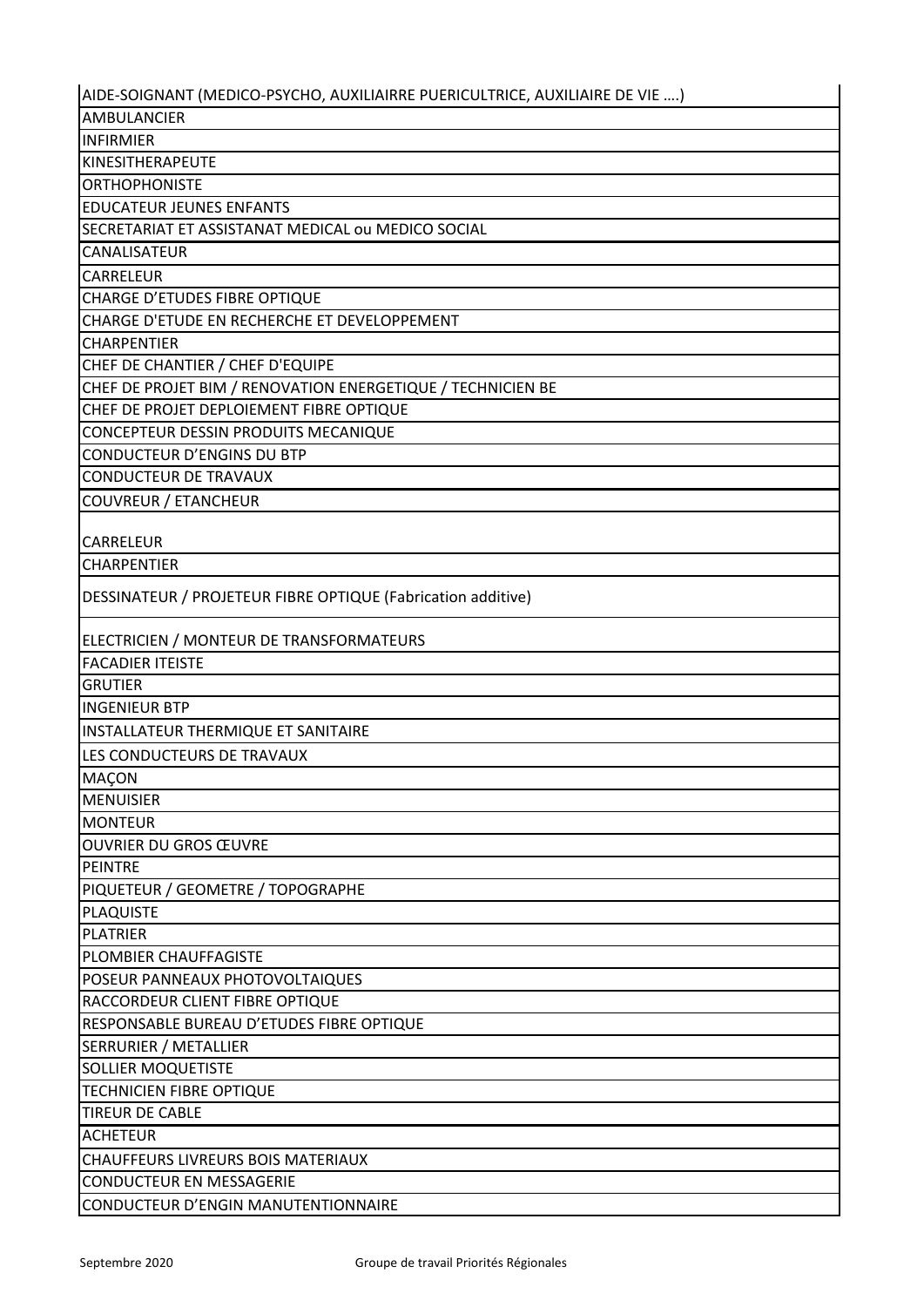| AIDE-SOIGNANT (MEDICO-PSYCHO, AUXILIAIRRE PUERICULTRICE, AUXILIAIRE DE VIE ....) |
|---|
| AMBULANCIER |
| INFIRMIER |
| KINESITHERAPEUTE |
| ORTHOPHONISTE |
| EDUCATEUR JEUNES ENFANTS |
| SECRETARIAT ET ASSISTANAT MEDICAL ou MEDICO SOCIAL |
| CANALISATEUR |
| CARRELEUR |
| CHARGE D'ETUDES FIBRE OPTIQUE |
| CHARGE D'ETUDE EN RECHERCHE ET DEVELOPPEMENT |
| CHARPENTIER |
| CHEF DE CHANTIER / CHEF D'EQUIPE |
| CHEF DE PROJET BIM / RENOVATION ENERGETIQUE / TECHNICIEN BE |
| CHEF DE PROJET DEPLOIEMENT FIBRE OPTIQUE |
| CONCEPTEUR DESSIN PRODUITS MECANIQUE |
| CONDUCTEUR D'ENGINS DU BTP |
| CONDUCTEUR DE TRAVAUX |
| COUVREUR / ETANCHEUR |
| CARRELEUR |
| CHARPENTIER |
| DESSINATEUR / PROJETEUR FIBRE OPTIQUE (Fabrication additive) |
| ELECTRICIEN / MONTEUR DE TRANSFORMATEURS |
| FACADIER ITEISTE |
| GRUTIER |
| INGENIEUR BTP |
| INSTALLATEUR THERMIQUE ET SANITAIRE |
| LES CONDUCTEURS DE TRAVAUX |
| MAÇON |
| MENUISIER |
| MONTEUR |
| OUVRIER DU GROS ŒUVRE |
| PEINTRE |
| PIQUETEUR / GEOMETRE / TOPOGRAPHE |
| PLAQUISTE |
| PLATRIER |
| PLOMBIER CHAUFFAGISTE |
| POSEUR PANNEAUX PHOTOVOLTAIQUES |
| RACCORDEUR CLIENT FIBRE OPTIQUE |
| RESPONSABLE BUREAU D'ETUDES FIBRE OPTIQUE |
| SERRURIER / METALLIER |
| SOLLIER MOQUETISTE |
| TECHNICIEN FIBRE OPTIQUE |
| TIREUR DE CABLE |
| ACHETEUR |
| CHAUFFEURS LIVREURS BOIS MATERIAUX |
| CONDUCTEUR EN MESSAGERIE |
| CONDUCTEUR D'ENGIN MANUTENTIONNAIRE |

Septembre 2020 Groupe de travail Priorités Régionales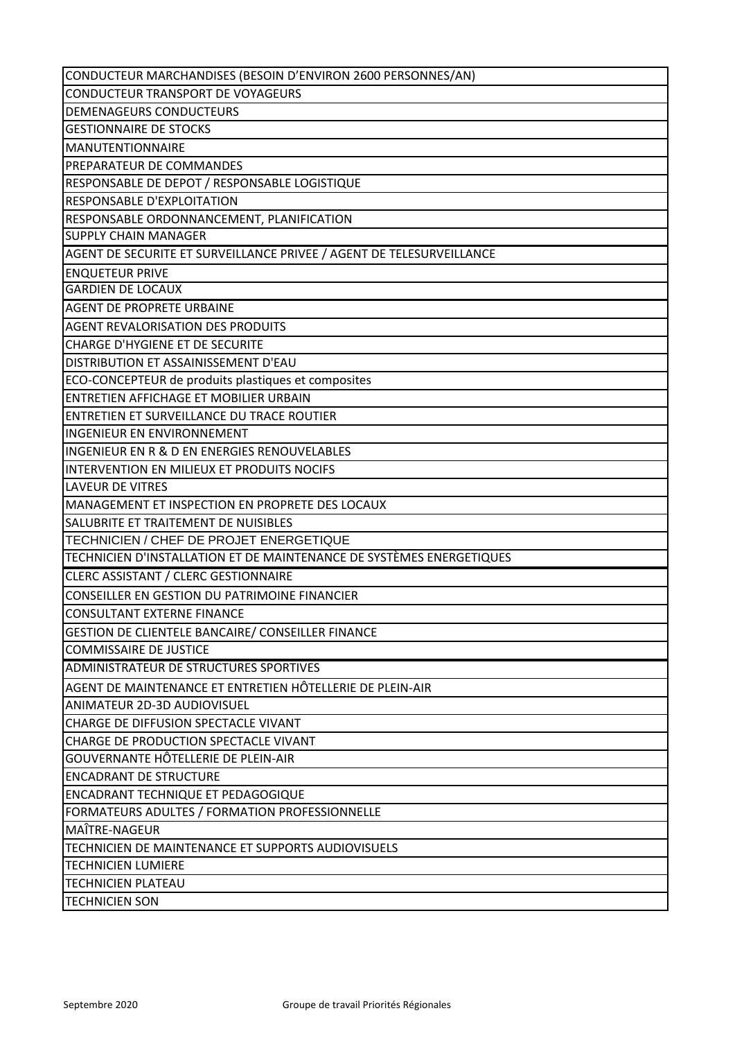| |
|---|
| CONDUCTEUR MARCHANDISES (BESOIN D'ENVIRON 2600 PERSONNES/AN) |
| CONDUCTEUR TRANSPORT DE VOYAGEURS |
| DEMENAGEURS CONDUCTEURS |
| GESTIONNAIRE DE STOCKS |
| MANUTENTIONNAIRE |
| PREPARATEUR DE COMMANDES |
| RESPONSABLE DE DEPOT / RESPONSABLE LOGISTIQUE |
| RESPONSABLE D'EXPLOITATION |
| RESPONSABLE ORDONNANCEMENT, PLANIFICATION |
| SUPPLY CHAIN MANAGER |
| AGENT DE SECURITE ET SURVEILLANCE PRIVEE / AGENT DE TELESURVEILLANCE |
| ENQUETEUR PRIVE |
| GARDIEN DE LOCAUX |
| AGENT DE PROPRETE URBAINE |
| AGENT REVALORISATION DES PRODUITS |
| CHARGE D'HYGIENE ET DE SECURITE |
| DISTRIBUTION ET ASSAINISSEMENT D'EAU |
| ECO-CONCEPTEUR de produits plastiques et composites |
| ENTRETIEN AFFICHAGE ET MOBILIER URBAIN |
| ENTRETIEN ET SURVEILLANCE DU TRACE ROUTIER |
| INGENIEUR EN ENVIRONNEMENT |
| INGENIEUR EN R & D EN ENERGIES RENOUVELABLES |
| INTERVENTION EN MILIEUX ET PRODUITS NOCIFS |
| LAVEUR DE VITRES |
| MANAGEMENT ET INSPECTION EN PROPRETE DES LOCAUX |
| SALUBRITE ET TRAITEMENT DE NUISIBLES |
| TECHNICIEN / CHEF DE PROJET ENERGETIQUE |
| TECHNICIEN D'INSTALLATION ET DE MAINTENANCE DE SYSTÈMES ENERGETIQUES |
| CLERC ASSISTANT / CLERC GESTIONNAIRE |
| CONSEILLER EN GESTION DU PATRIMOINE FINANCIER |
| CONSULTANT EXTERNE FINANCE |
| GESTION DE CLIENTELE BANCAIRE/ CONSEILLER FINANCE |
| COMMISSAIRE DE JUSTICE |
| ADMINISTRATEUR DE STRUCTURES SPORTIVES |
| AGENT DE MAINTENANCE ET ENTRETIEN HÔTELLERIE DE PLEIN-AIR |
| ANIMATEUR 2D-3D AUDIOVISUEL |
| CHARGE DE DIFFUSION SPECTACLE VIVANT |
| CHARGE DE PRODUCTION SPECTACLE VIVANT |
| GOUVERNANTE HÔTELLERIE DE PLEIN-AIR |
| ENCADRANT DE STRUCTURE |
| ENCADRANT TECHNIQUE ET PEDAGOGIQUE |
| FORMATEURS ADULTES / FORMATION PROFESSIONNELLE |
| MAÎTRE-NAGEUR |
| TECHNICIEN DE MAINTENANCE ET SUPPORTS AUDIOVISUELS |
| TECHNICIEN LUMIERE |
| TECHNICIEN PLATEAU |
| TECHNICIEN SON |